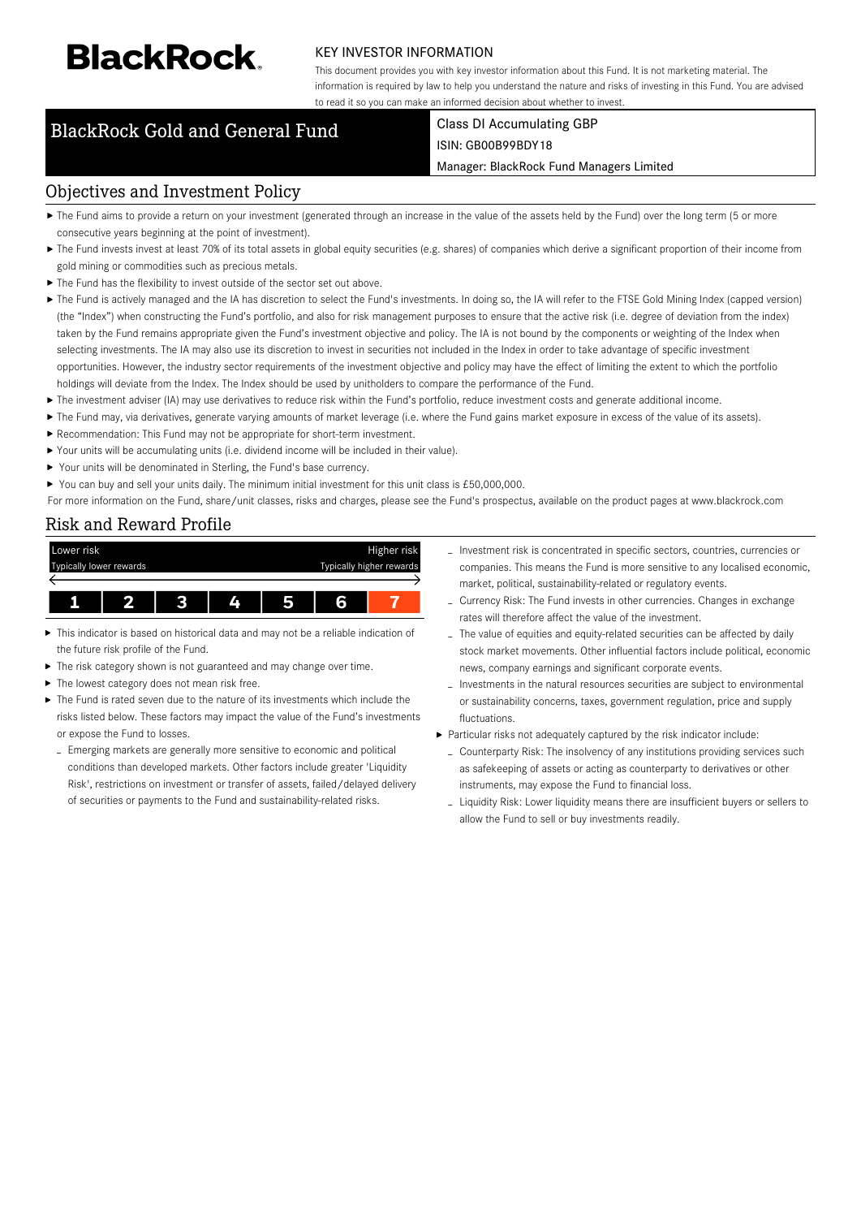# BlackRock.

KEY INVESTOR INFORMATION

This document provides you with key investor information about this Fund. It is not marketing material. The information is required by law to help you understand the nature and risks of investing in this Fund. You are advised to read it so you can make an informed decision about whether to invest.

## BlackRock Gold and General Fund

Class DI Accumulating GBP

ISIN: GB00B99BDY18

Manager: BlackRock Fund Managers Limited

## Objectives and Investment Policy

- The Fund aims to provide a return on your investment (generated through an increase in the value of the assets held by the Fund) over the long term (5 or more consecutive years beginning at the point of investment).
- The Fund invests invest at least 70% of its total assets in global equity securities (e.g. shares) of companies which derive a significant proportion of their income from gold mining or commodities such as precious metals.
- The Fund has the flexibility to invest outside of the sector set out above.
- The Fund is actively managed and the IA has discretion to select the Fund's investments. In doing so, the IA will refer to the FTSE Gold Mining Index (capped version) (the "Index") when constructing the Fund's portfolio, and also for risk management purposes to ensure that the active risk (i.e. degree of deviation from the index) taken by the Fund remains appropriate given the Fund's investment objective and policy. The IA is not bound by the components or weighting of the Index when selecting investments. The IA may also use its discretion to invest in securities not included in the Index in order to take advantage of specific investment opportunities. However, the industry sector requirements of the investment objective and policy may have the effect of limiting the extent to which the portfolio holdings will deviate from the Index. The Index should be used by unitholders to compare the performance of the Fund.
- The investment adviser (IA) may use derivatives to reduce risk within the Fund's portfolio, reduce investment costs and generate additional income.
- The Fund may, via derivatives, generate varying amounts of market leverage (i.e. where the Fund gains market exposure in excess of the value of its assets).
- Recommendation: This Fund may not be appropriate for short-term investment.
- Your units will be accumulating units (i.e. dividend income will be included in their value).
- Your units will be denominated in Sterling, the Fund's base currency.
- You can buy and sell your units daily. The minimum initial investment for this unit class is £50,000,000.

For more information on the Fund, share/unit classes, risks and charges, please see the Fund's prospectus, available on the product pages at www.blackrock.com

## Risk and Reward Profile

| Lower risk<br>Typically lower rewards | | | | | | Higher risk<br>Typically higher rewards |
|---|---|---|---|---|---|---|
| 1 | 2 | 3 | 4 | 5 | 6 | **7** |

- This indicator is based on historical data and may not be a reliable indication of the future risk profile of the Fund.
- The risk category shown is not guaranteed and may change over time.
- The lowest category does not mean risk free.
- The Fund is rated seven due to the nature of its investments which include the risks listed below. These factors may impact the value of the Fund's investments or expose the Fund to losses.
  - Emerging markets are generally more sensitive to economic and political conditions than developed markets. Other factors include greater 'Liquidity Risk', restrictions on investment or transfer of assets, failed/delayed delivery of securities or payments to the Fund and sustainability-related risks.
  - Investment risk is concentrated in specific sectors, countries, currencies or companies. This means the Fund is more sensitive to any localised economic, market, political, sustainability-related or regulatory events.
  - Currency Risk: The Fund invests in other currencies. Changes in exchange rates will therefore affect the value of the investment.
  - The value of equities and equity-related securities can be affected by daily stock market movements. Other influential factors include political, economic news, company earnings and significant corporate events.
  - Investments in the natural resources securities are subject to environmental or sustainability concerns, taxes, government regulation, price and supply fluctuations.
- Particular risks not adequately captured by the risk indicator include:
  - Counterparty Risk: The insolvency of any institutions providing services such as safekeeping of assets or acting as counterparty to derivatives or other instruments, may expose the Fund to financial loss.
  - Liquidity Risk: Lower liquidity means there are insufficient buyers or sellers to allow the Fund to sell or buy investments readily.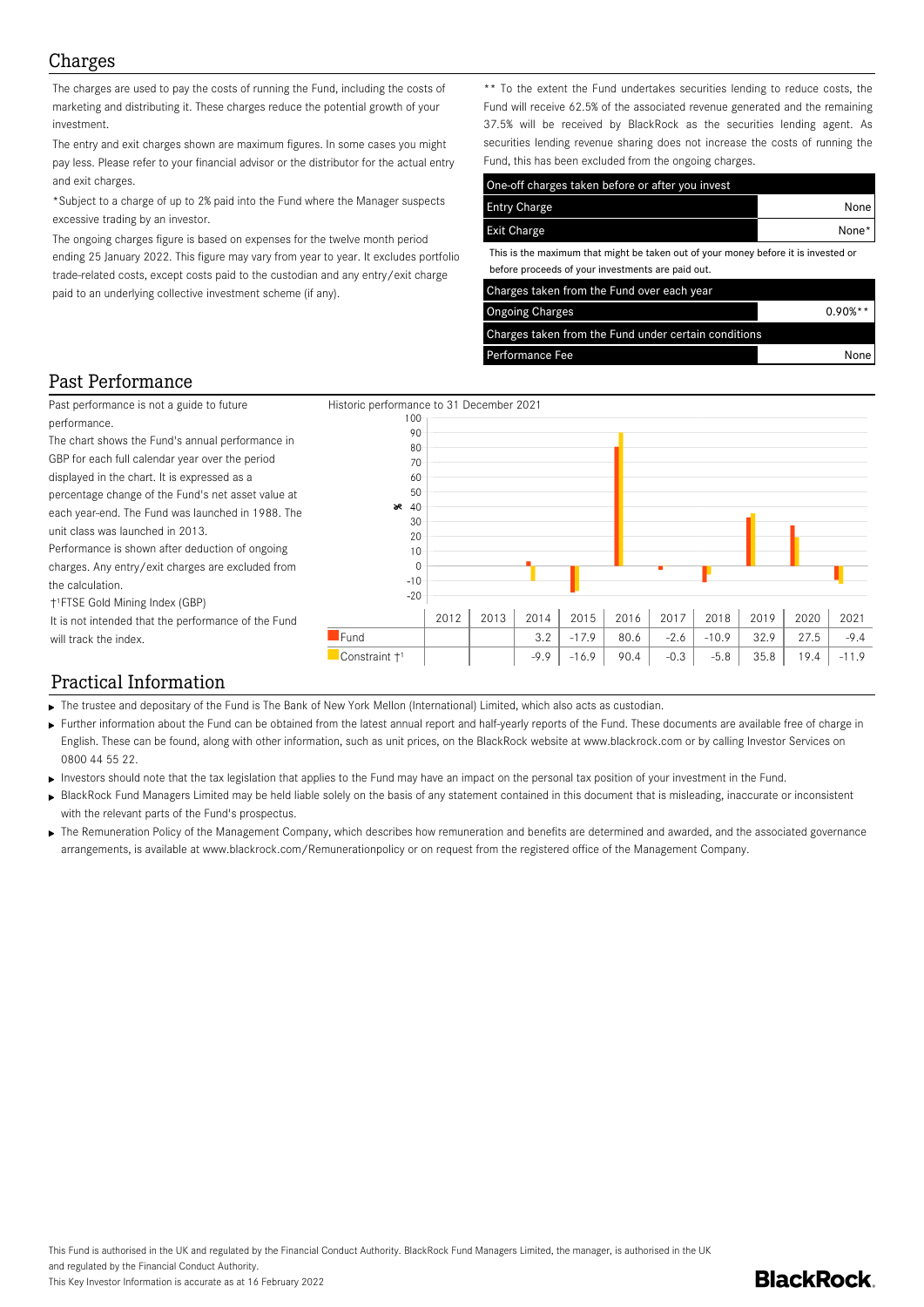## Charges

The charges are used to pay the costs of running the Fund, including the costs of marketing and distributing it. These charges reduce the potential growth of your investment.

The entry and exit charges shown are maximum figures. In some cases you might pay less. Please refer to your financial advisor or the distributor for the actual entry and exit charges.

*Subject to a charge of up to 2% paid into the Fund where the Manager suspects excessive trading by an investor.

The ongoing charges figure is based on expenses for the twelve month period ending 25 January 2022. This figure may vary from year to year. It excludes portfolio trade-related costs, except costs paid to the custodian and any entry/exit charge paid to an underlying collective investment scheme (if any).

** To the extent the Fund undertakes securities lending to reduce costs, the Fund will receive 62.5% of the associated revenue generated and the remaining 37.5% will be received by BlackRock as the securities lending agent. As securities lending revenue sharing does not increase the costs of running the Fund, this has been excluded from the ongoing charges.

| One-off charges taken before or after you invest | |
|---|---|
| Entry Charge | None |
| Exit Charge | None* |

This is the maximum that might be taken out of your money before it is invested or before proceeds of your investments are paid out.

| Charges taken from the Fund over each year | |
|---|---|
| Ongoing Charges | 0.90%** |

| Charges taken from the Fund under certain conditions | |
|---|---|
| Performance Fee | None |

## Past Performance

Past performance is not a guide to future performance.

The chart shows the Fund's annual performance in GBP for each full calendar year over the period displayed in the chart. It is expressed as a percentage change of the Fund's net asset value at each year-end. The Fund was launched in 1988. The unit class was launched in 2013.

Performance is shown after deduction of ongoing charges. Any entry/exit charges are excluded from the calculation.

†[1]FTSE Gold Mining Index (GBP)

It is not intended that the performance of the Fund will track the index.

Historic performance to 31 December 2021

%

100 90 80 70 60 50 40 30 20 10 0 -10 -20

| | 2012 | 2013 | 2014 | 2015 | 2016 | 2017 | 2018 | 2019 | 2020 | 2021 |
|---|---|---|---|---|---|---|---|---|---|---|
| Fund | | | 3.2 | -17.9 | 80.6 | -2.6 | -10.9 | 32.9 | 27.5 | -9.4 |
| Constraint †[1] | | | -9.9 | -16.9 | 90.4 | -0.3 | -5.8 | 35.8 | 19.4 | -11.9 |

## Practical Information

- The trustee and depositary of the Fund is The Bank of New York Mellon (International) Limited, which also acts as custodian.
- Further information about the Fund can be obtained from the latest annual report and half-yearly reports of the Fund. These documents are available free of charge in English. These can be found, along with other information, such as unit prices, on the BlackRock website at www.blackrock.com or by calling Investor Services on 0800 44 55 22.
- Investors should note that the tax legislation that applies to the Fund may have an impact on the personal tax position of your investment in the Fund.
- BlackRock Fund Managers Limited may be held liable solely on the basis of any statement contained in this document that is misleading, inaccurate or inconsistent with the relevant parts of the Fund's prospectus.
- The Remuneration Policy of the Management Company, which describes how remuneration and benefits are determined and awarded, and the associated governance arrangements, is available at www.blackrock.com/Remunerationpolicy or on request from the registered office of the Management Company.

This Fund is authorised in the UK and regulated by the Financial Conduct Authority. BlackRock Fund Managers Limited, the manager, is authorised in the UK and regulated by the Financial Conduct Authority.

This Key Investor Information is accurate as at 16 February 2022

BlackRock.